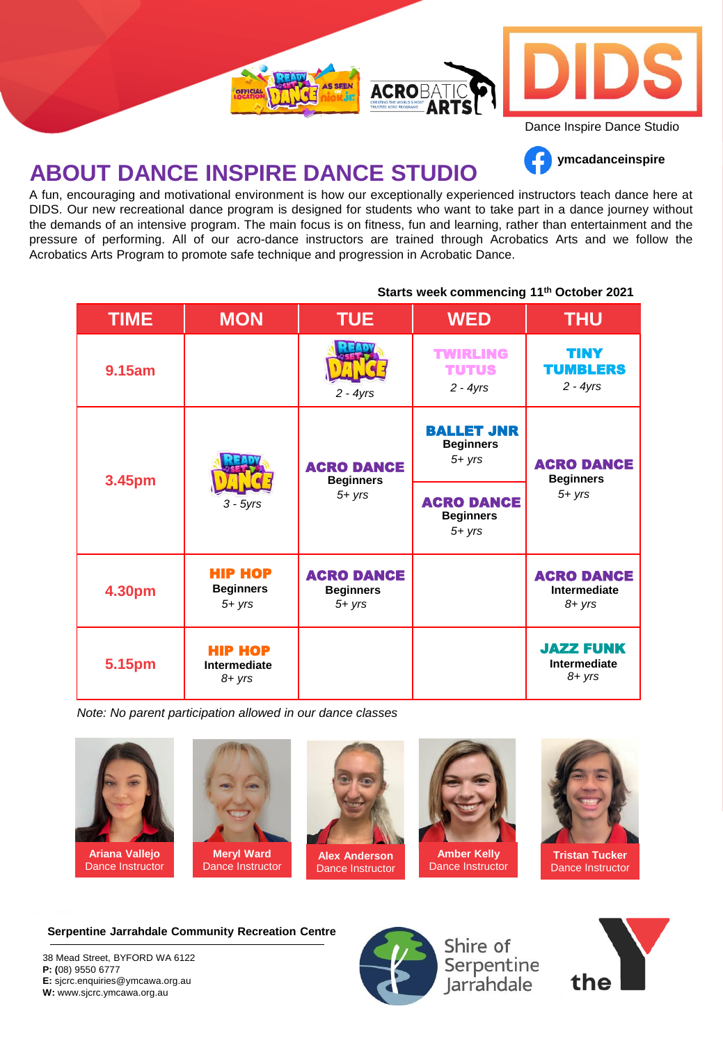OFFICIAL LOCATION READY SET DANCE AS SEEN ON nick jr. ACROBATIC ARTS DIDS

Dance Inspire Dance Studio

ymcadanceinspire

# ABOUT DANCE INSPIRE DANCE STUDIO

A fun, encouraging and motivational environment is how our exceptionally experienced instructors teach dance here at DIDS. Our new recreational dance program is designed for students who want to take part in a dance journey without the demands of an intensive program. The main focus is on fitness, fun and learning, rather than entertainment and the pressure of performing. All of our acro-dance instructors are trained through Acrobatics Arts and we follow the Acrobatics Arts Program to promote safe technique and progression in Acrobatic Dance.

**Starts week commencing 11th October 2021**

| TIME | MON | TUE | WED | THU |
|---|---|---|---|---|
| 9.15am | | READY SET DANCE *2 - 4yrs* | TWIRLING TUTUS *2 - 4yrs* | TINY TUMBLERS *2 - 4yrs* |
| 3.45pm | READY SET DANCE *3 - 5yrs* | **ACRO DANCE** Beginners *5+ yrs* | **BALLET JNR** Beginners *5+ yrs*<br>**ACRO DANCE** Beginners *5+ yrs* | **ACRO DANCE** Beginners *5+ yrs* |
| 4.30pm | **HIP HOP** Beginners *5+ yrs* | **ACRO DANCE** Beginners *5+ yrs* | | **ACRO DANCE** Intermediate *8+ yrs* |
| 5.15pm | **HIP HOP** Intermediate *8+ yrs* | | | **JAZZ FUNK** Intermediate *8+ yrs* |

*Note: No parent participation allowed in our dance classes*

**Ariana Vallejo** Dance Instructor

**Meryl Ward** Dance Instructor

**Alex Anderson** Dance Instructor

**Amber Kelly** Dance Instructor

**Tristan Tucker** Dance Instructor

**Serpentine Jarrahdale Community Recreation Centre**

38 Mead Street, BYFORD WA 6122
**P:** (08) 9550 6777
**E:** sjcrc.enquiries@ymcawa.org.au
**W:** www.sjcrc.ymcawa.org.au

Shire of Serpentine Jarrahdale

the Y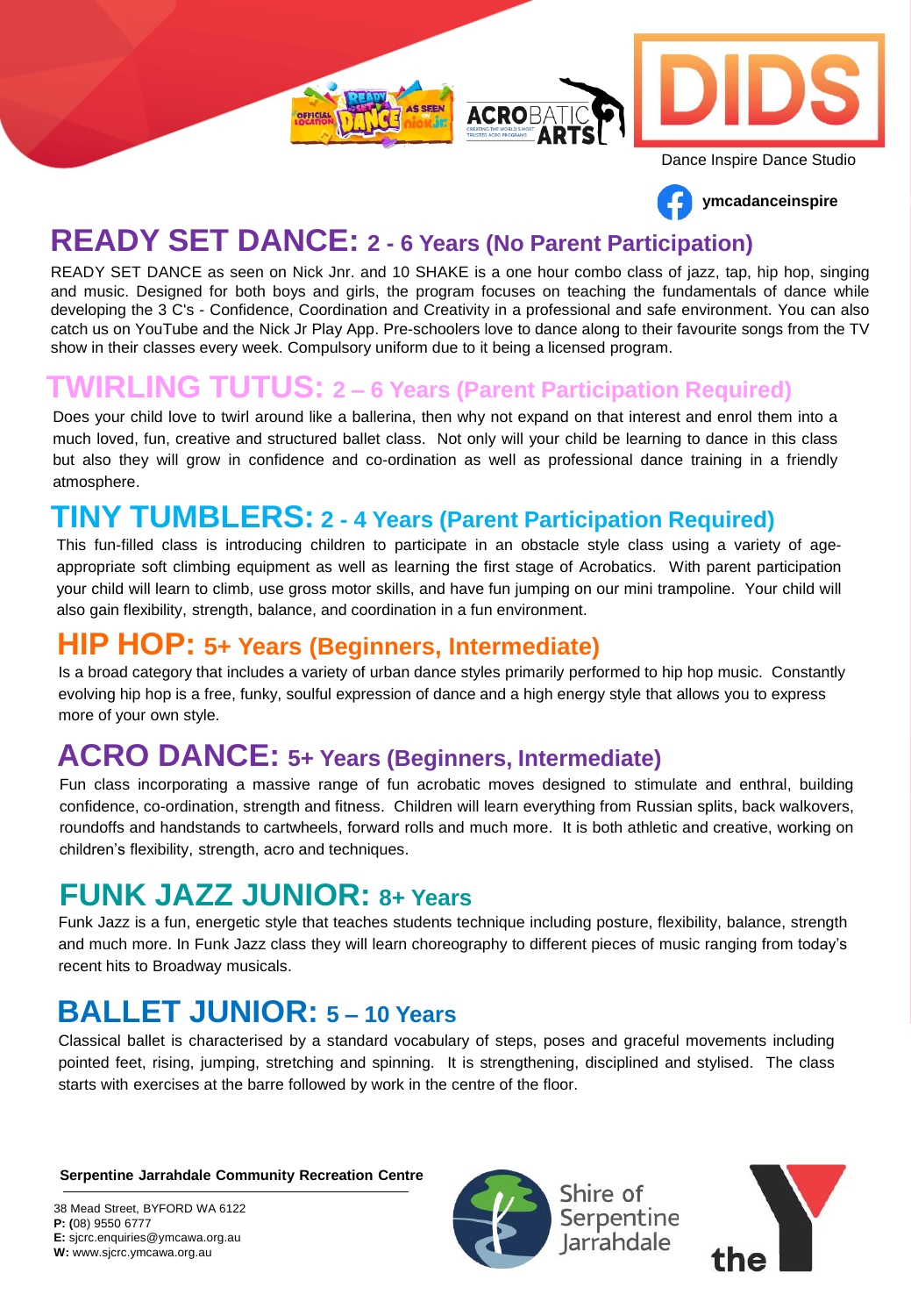Dance Inspire Dance Studio

ymcadanceinspire

## READY SET DANCE: 2 - 6 Years (No Parent Participation)

READY SET DANCE as seen on Nick Jnr. and 10 SHAKE is a one hour combo class of jazz, tap, hip hop, singing and music. Designed for both boys and girls, the program focuses on teaching the fundamentals of dance while developing the 3 C's - Confidence, Coordination and Creativity in a professional and safe environment. You can also catch us on YouTube and the Nick Jr Play App. Pre-schoolers love to dance along to their favourite songs from the TV show in their classes every week. Compulsory uniform due to it being a licensed program.

## TWIRLING TUTUS: 2 – 6 Years (Parent Participation Required)

Does your child love to twirl around like a ballerina, then why not expand on that interest and enrol them into a much loved, fun, creative and structured ballet class. Not only will your child be learning to dance in this class but also they will grow in confidence and co-ordination as well as professional dance training in a friendly atmosphere.

## TINY TUMBLERS: 2 - 4 Years (Parent Participation Required)

This fun-filled class is introducing children to participate in an obstacle style class using a variety of age-appropriate soft climbing equipment as well as learning the first stage of Acrobatics. With parent participation your child will learn to climb, use gross motor skills, and have fun jumping on our mini trampoline. Your child will also gain flexibility, strength, balance, and coordination in a fun environment.

## HIP HOP: 5+ Years (Beginners, Intermediate)

Is a broad category that includes a variety of urban dance styles primarily performed to hip hop music. Constantly evolving hip hop is a free, funky, soulful expression of dance and a high energy style that allows you to express more of your own style.

## ACRO DANCE: 5+ Years (Beginners, Intermediate)

Fun class incorporating a massive range of fun acrobatic moves designed to stimulate and enthral, building confidence, co-ordination, strength and fitness. Children will learn everything from Russian splits, back walkovers, roundoffs and handstands to cartwheels, forward rolls and much more. It is both athletic and creative, working on children's flexibility, strength, acro and techniques.

## FUNK JAZZ JUNIOR: 8+ Years

Funk Jazz is a fun, energetic style that teaches students technique including posture, flexibility, balance, strength and much more. In Funk Jazz class they will learn choreography to different pieces of music ranging from today's recent hits to Broadway musicals.

## BALLET JUNIOR: 5 – 10 Years

Classical ballet is characterised by a standard vocabulary of steps, poses and graceful movements including pointed feet, rising, jumping, stretching and spinning. It is strengthening, disciplined and stylised. The class starts with exercises at the barre followed by work in the centre of the floor.

**Serpentine Jarrahdale Community Recreation Centre**

38 Mead Street, BYFORD WA 6122
**P:** (08) 9550 6777
**E:** sjcrc.enquiries@ymcawa.org.au
**W:** www.sjcrc.ymcawa.org.au

Shire of Serpentine Jarrahdale

the Y